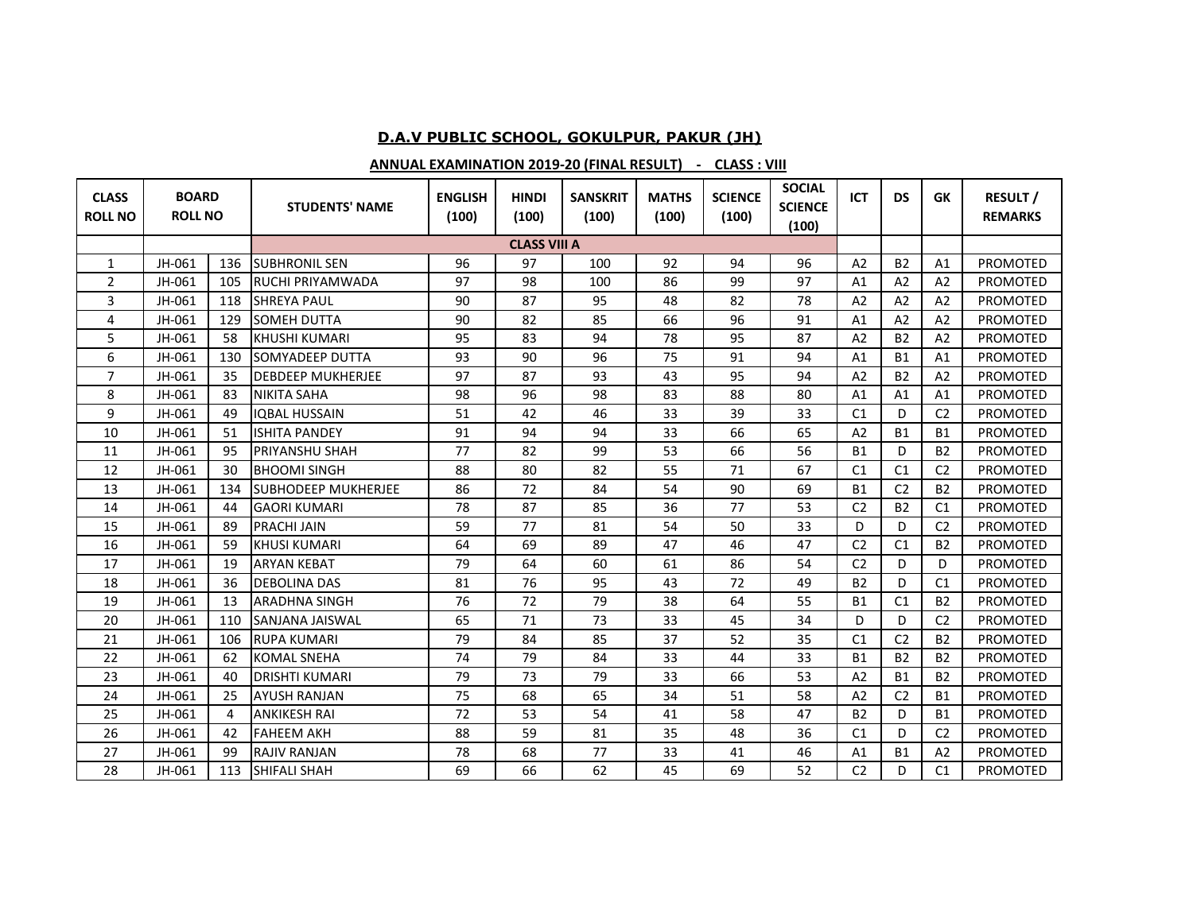## D.A.V PUBLIC SCHOOL, GOKULPUR, PAKUR (JH)

### ANNUAL EXAMINATION 2019-20 (FINAL RESULT) - CLASS : VIII

| CLASS ROLL NO | BOARD ROLL NO | | STUDENTS' NAME | ENGLISH (100) | HINDI (100) | SANSKRIT (100) | MATHS (100) | SCIENCE (100) | SOCIAL SCIENCE (100) | ICT | DS | GK | RESULT / REMARKS |
|---|---|---|---|---|---|---|---|---|---|---|---|---|---|
| | | | | | CLASS VIII A | | | | | | | | |
| 1 | JH-061 | 136 | SUBHRONIL SEN | 96 | 97 | 100 | 92 | 94 | 96 | A2 | B2 | A1 | PROMOTED |
| 2 | JH-061 | 105 | RUCHI PRIYAMWADA | 97 | 98 | 100 | 86 | 99 | 97 | A1 | A2 | A2 | PROMOTED |
| 3 | JH-061 | 118 | SHREYA PAUL | 90 | 87 | 95 | 48 | 82 | 78 | A2 | A2 | A2 | PROMOTED |
| 4 | JH-061 | 129 | SOMEH DUTTA | 90 | 82 | 85 | 66 | 96 | 91 | A1 | A2 | A2 | PROMOTED |
| 5 | JH-061 | 58 | KHUSHI KUMARI | 95 | 83 | 94 | 78 | 95 | 87 | A2 | B2 | A2 | PROMOTED |
| 6 | JH-061 | 130 | SOMYADEEP DUTTA | 93 | 90 | 96 | 75 | 91 | 94 | A1 | B1 | A1 | PROMOTED |
| 7 | JH-061 | 35 | DEBDEEP MUKHERJEE | 97 | 87 | 93 | 43 | 95 | 94 | A2 | B2 | A2 | PROMOTED |
| 8 | JH-061 | 83 | NIKITA SAHA | 98 | 96 | 98 | 83 | 88 | 80 | A1 | A1 | A1 | PROMOTED |
| 9 | JH-061 | 49 | IQBAL HUSSAIN | 51 | 42 | 46 | 33 | 39 | 33 | C1 | D | C2 | PROMOTED |
| 10 | JH-061 | 51 | ISHITA PANDEY | 91 | 94 | 94 | 33 | 66 | 65 | A2 | B1 | B1 | PROMOTED |
| 11 | JH-061 | 95 | PRIYANSHU SHAH | 77 | 82 | 99 | 53 | 66 | 56 | B1 | D | B2 | PROMOTED |
| 12 | JH-061 | 30 | BHOOMI SINGH | 88 | 80 | 82 | 55 | 71 | 67 | C1 | C1 | C2 | PROMOTED |
| 13 | JH-061 | 134 | SUBHODEEP MUKHERJEE | 86 | 72 | 84 | 54 | 90 | 69 | B1 | C2 | B2 | PROMOTED |
| 14 | JH-061 | 44 | GAORI KUMARI | 78 | 87 | 85 | 36 | 77 | 53 | C2 | B2 | C1 | PROMOTED |
| 15 | JH-061 | 89 | PRACHI JAIN | 59 | 77 | 81 | 54 | 50 | 33 | D | D | C2 | PROMOTED |
| 16 | JH-061 | 59 | KHUSI KUMARI | 64 | 69 | 89 | 47 | 46 | 47 | C2 | C1 | B2 | PROMOTED |
| 17 | JH-061 | 19 | ARYAN KEBAT | 79 | 64 | 60 | 61 | 86 | 54 | C2 | D | D | PROMOTED |
| 18 | JH-061 | 36 | DEBOLINA DAS | 81 | 76 | 95 | 43 | 72 | 49 | B2 | D | C1 | PROMOTED |
| 19 | JH-061 | 13 | ARADHNA SINGH | 76 | 72 | 79 | 38 | 64 | 55 | B1 | C1 | B2 | PROMOTED |
| 20 | JH-061 | 110 | SANJANA JAISWAL | 65 | 71 | 73 | 33 | 45 | 34 | D | D | C2 | PROMOTED |
| 21 | JH-061 | 106 | RUPA KUMARI | 79 | 84 | 85 | 37 | 52 | 35 | C1 | C2 | B2 | PROMOTED |
| 22 | JH-061 | 62 | KOMAL SNEHA | 74 | 79 | 84 | 33 | 44 | 33 | B1 | B2 | B2 | PROMOTED |
| 23 | JH-061 | 40 | DRISHTI KUMARI | 79 | 73 | 79 | 33 | 66 | 53 | A2 | B1 | B2 | PROMOTED |
| 24 | JH-061 | 25 | AYUSH RANJAN | 75 | 68 | 65 | 34 | 51 | 58 | A2 | C2 | B1 | PROMOTED |
| 25 | JH-061 | 4 | ANKIKESH RAI | 72 | 53 | 54 | 41 | 58 | 47 | B2 | D | B1 | PROMOTED |
| 26 | JH-061 | 42 | FAHEEM AKH | 88 | 59 | 81 | 35 | 48 | 36 | C1 | D | C2 | PROMOTED |
| 27 | JH-061 | 99 | RAJIV RANJAN | 78 | 68 | 77 | 33 | 41 | 46 | A1 | B1 | A2 | PROMOTED |
| 28 | JH-061 | 113 | SHIFALI SHAH | 69 | 66 | 62 | 45 | 69 | 52 | C2 | D | C1 | PROMOTED |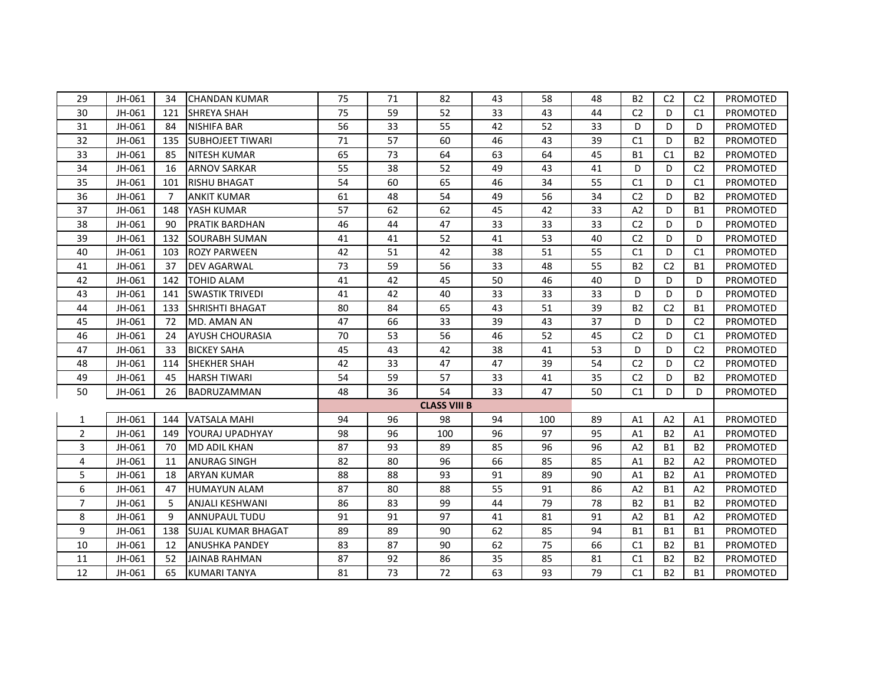| | | | | | | | | | | | | | |
|---|---|---|---|---|---|---|---|---|---|---|---|---|---|
| 29 | JH-061 | 34 | CHANDAN KUMAR | 75 | 71 | 82 | 43 | 58 | 48 | B2 | C2 | C2 | PROMOTED |
| 30 | JH-061 | 121 | SHREYA SHAH | 75 | 59 | 52 | 33 | 43 | 44 | C2 | D | C1 | PROMOTED |
| 31 | JH-061 | 84 | NISHIFA BAR | 56 | 33 | 55 | 42 | 52 | 33 | D | D | D | PROMOTED |
| 32 | JH-061 | 135 | SUBHOJEET TIWARI | 71 | 57 | 60 | 46 | 43 | 39 | C1 | D | B2 | PROMOTED |
| 33 | JH-061 | 85 | NITESH KUMAR | 65 | 73 | 64 | 63 | 64 | 45 | B1 | C1 | B2 | PROMOTED |
| 34 | JH-061 | 16 | ARNOV SARKAR | 55 | 38 | 52 | 49 | 43 | 41 | D | D | C2 | PROMOTED |
| 35 | JH-061 | 101 | RISHU BHAGAT | 54 | 60 | 65 | 46 | 34 | 55 | C1 | D | C1 | PROMOTED |
| 36 | JH-061 | 7 | ANKIT KUMAR | 61 | 48 | 54 | 49 | 56 | 34 | C2 | D | B2 | PROMOTED |
| 37 | JH-061 | 148 | YASH KUMAR | 57 | 62 | 62 | 45 | 42 | 33 | A2 | D | B1 | PROMOTED |
| 38 | JH-061 | 90 | PRATIK BARDHAN | 46 | 44 | 47 | 33 | 33 | 33 | C2 | D | D | PROMOTED |
| 39 | JH-061 | 132 | SOURABH SUMAN | 41 | 41 | 52 | 41 | 53 | 40 | C2 | D | D | PROMOTED |
| 40 | JH-061 | 103 | ROZY PARWEEN | 42 | 51 | 42 | 38 | 51 | 55 | C1 | D | C1 | PROMOTED |
| 41 | JH-061 | 37 | DEV AGARWAL | 73 | 59 | 56 | 33 | 48 | 55 | B2 | C2 | B1 | PROMOTED |
| 42 | JH-061 | 142 | TOHID ALAM | 41 | 42 | 45 | 50 | 46 | 40 | D | D | D | PROMOTED |
| 43 | JH-061 | 141 | SWASTIK TRIVEDI | 41 | 42 | 40 | 33 | 33 | 33 | D | D | D | PROMOTED |
| 44 | JH-061 | 133 | SHRISHTI BHAGAT | 80 | 84 | 65 | 43 | 51 | 39 | B2 | C2 | B1 | PROMOTED |
| 45 | JH-061 | 72 | MD. AMAN AN | 47 | 66 | 33 | 39 | 43 | 37 | D | D | C2 | PROMOTED |
| 46 | JH-061 | 24 | AYUSH CHOURASIA | 70 | 53 | 56 | 46 | 52 | 45 | C2 | D | C1 | PROMOTED |
| 47 | JH-061 | 33 | BICKEY SAHA | 45 | 43 | 42 | 38 | 41 | 53 | D | D | C2 | PROMOTED |
| 48 | JH-061 | 114 | SHEKHER SHAH | 42 | 33 | 47 | 47 | 39 | 54 | C2 | D | C2 | PROMOTED |
| 49 | JH-061 | 45 | HARSH TIWARI | 54 | 59 | 57 | 33 | 41 | 35 | C2 | D | B2 | PROMOTED |
| 50 | JH-061 | 26 | BADRUZAMMAN | 48 | 36 | 54 | 33 | 47 | 50 | C1 | D | D | PROMOTED |
| | | | | | | **CLASS VIII B** | | | | | | | |
| 1 | JH-061 | 144 | VATSALA MAHI | 94 | 96 | 98 | 94 | 100 | 89 | A1 | A2 | A1 | PROMOTED |
| 2 | JH-061 | 149 | YOURAJ UPADHYAY | 98 | 96 | 100 | 96 | 97 | 95 | A1 | B2 | A1 | PROMOTED |
| 3 | JH-061 | 70 | MD ADIL KHAN | 87 | 93 | 89 | 85 | 96 | 96 | A2 | B1 | B2 | PROMOTED |
| 4 | JH-061 | 11 | ANURAG SINGH | 82 | 80 | 96 | 66 | 85 | 85 | A1 | B2 | A2 | PROMOTED |
| 5 | JH-061 | 18 | ARYAN KUMAR | 88 | 88 | 93 | 91 | 89 | 90 | A1 | B2 | A1 | PROMOTED |
| 6 | JH-061 | 47 | HUMAYUN ALAM | 87 | 80 | 88 | 55 | 91 | 86 | A2 | B1 | A2 | PROMOTED |
| 7 | JH-061 | 5 | ANJALI KESHWANI | 86 | 83 | 99 | 44 | 79 | 78 | B2 | B1 | B2 | PROMOTED |
| 8 | JH-061 | 9 | ANNUPAUL TUDU | 91 | 91 | 97 | 41 | 81 | 91 | A2 | B1 | A2 | PROMOTED |
| 9 | JH-061 | 138 | SUJAL KUMAR BHAGAT | 89 | 89 | 90 | 62 | 85 | 94 | B1 | B1 | B1 | PROMOTED |
| 10 | JH-061 | 12 | ANUSHKA PANDEY | 83 | 87 | 90 | 62 | 75 | 66 | C1 | B2 | B1 | PROMOTED |
| 11 | JH-061 | 52 | JAINAB RAHMAN | 87 | 92 | 86 | 35 | 85 | 81 | C1 | B2 | B2 | PROMOTED |
| 12 | JH-061 | 65 | KUMARI TANYA | 81 | 73 | 72 | 63 | 93 | 79 | C1 | B2 | B1 | PROMOTED |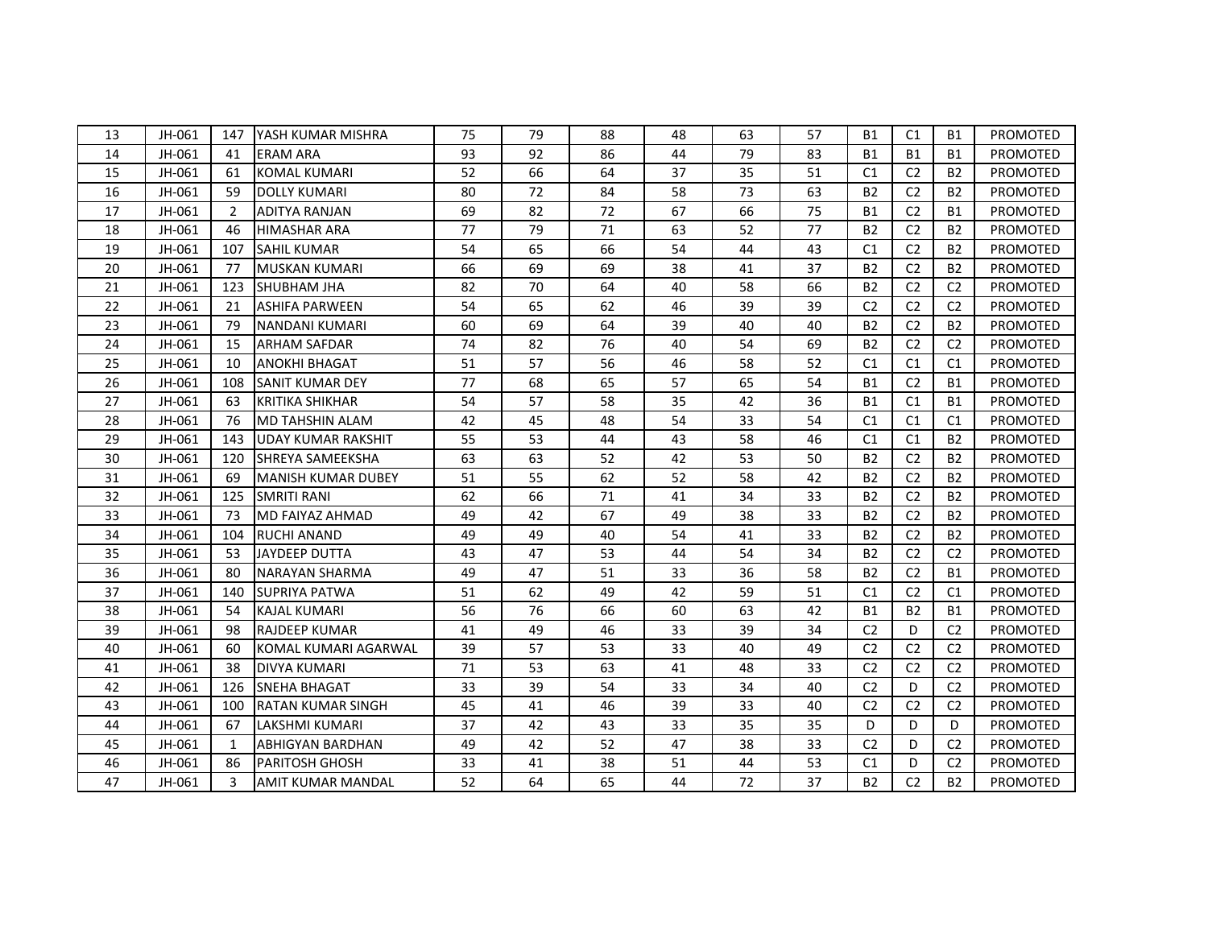| | | | | | | | | | | | | | |
|---|---|---|---|---|---|---|---|---|---|---|---|---|---|
| 13 | JH-061 | 147 | YASH KUMAR MISHRA | 75 | 79 | 88 | 48 | 63 | 57 | B1 | C1 | B1 | PROMOTED |
| 14 | JH-061 | 41 | ERAM ARA | 93 | 92 | 86 | 44 | 79 | 83 | B1 | B1 | B1 | PROMOTED |
| 15 | JH-061 | 61 | KOMAL KUMARI | 52 | 66 | 64 | 37 | 35 | 51 | C1 | C2 | B2 | PROMOTED |
| 16 | JH-061 | 59 | DOLLY KUMARI | 80 | 72 | 84 | 58 | 73 | 63 | B2 | C2 | B2 | PROMOTED |
| 17 | JH-061 | 2 | ADITYA RANJAN | 69 | 82 | 72 | 67 | 66 | 75 | B1 | C2 | B1 | PROMOTED |
| 18 | JH-061 | 46 | HIMASHAR ARA | 77 | 79 | 71 | 63 | 52 | 77 | B2 | C2 | B2 | PROMOTED |
| 19 | JH-061 | 107 | SAHIL KUMAR | 54 | 65 | 66 | 54 | 44 | 43 | C1 | C2 | B2 | PROMOTED |
| 20 | JH-061 | 77 | MUSKAN KUMARI | 66 | 69 | 69 | 38 | 41 | 37 | B2 | C2 | B2 | PROMOTED |
| 21 | JH-061 | 123 | SHUBHAM JHA | 82 | 70 | 64 | 40 | 58 | 66 | B2 | C2 | C2 | PROMOTED |
| 22 | JH-061 | 21 | ASHIFA PARWEEN | 54 | 65 | 62 | 46 | 39 | 39 | C2 | C2 | C2 | PROMOTED |
| 23 | JH-061 | 79 | NANDANI KUMARI | 60 | 69 | 64 | 39 | 40 | 40 | B2 | C2 | B2 | PROMOTED |
| 24 | JH-061 | 15 | ARHAM SAFDAR | 74 | 82 | 76 | 40 | 54 | 69 | B2 | C2 | C2 | PROMOTED |
| 25 | JH-061 | 10 | ANOKHI BHAGAT | 51 | 57 | 56 | 46 | 58 | 52 | C1 | C1 | C1 | PROMOTED |
| 26 | JH-061 | 108 | SANIT KUMAR DEY | 77 | 68 | 65 | 57 | 65 | 54 | B1 | C2 | B1 | PROMOTED |
| 27 | JH-061 | 63 | KRITIKA SHIKHAR | 54 | 57 | 58 | 35 | 42 | 36 | B1 | C1 | B1 | PROMOTED |
| 28 | JH-061 | 76 | MD TAHSHIN ALAM | 42 | 45 | 48 | 54 | 33 | 54 | C1 | C1 | C1 | PROMOTED |
| 29 | JH-061 | 143 | UDAY KUMAR RAKSHIT | 55 | 53 | 44 | 43 | 58 | 46 | C1 | C1 | B2 | PROMOTED |
| 30 | JH-061 | 120 | SHREYA SAMEEKSHA | 63 | 63 | 52 | 42 | 53 | 50 | B2 | C2 | B2 | PROMOTED |
| 31 | JH-061 | 69 | MANISH KUMAR DUBEY | 51 | 55 | 62 | 52 | 58 | 42 | B2 | C2 | B2 | PROMOTED |
| 32 | JH-061 | 125 | SMRITI RANI | 62 | 66 | 71 | 41 | 34 | 33 | B2 | C2 | B2 | PROMOTED |
| 33 | JH-061 | 73 | MD FAIYAZ AHMAD | 49 | 42 | 67 | 49 | 38 | 33 | B2 | C2 | B2 | PROMOTED |
| 34 | JH-061 | 104 | RUCHI ANAND | 49 | 49 | 40 | 54 | 41 | 33 | B2 | C2 | B2 | PROMOTED |
| 35 | JH-061 | 53 | JAYDEEP DUTTA | 43 | 47 | 53 | 44 | 54 | 34 | B2 | C2 | C2 | PROMOTED |
| 36 | JH-061 | 80 | NARAYAN SHARMA | 49 | 47 | 51 | 33 | 36 | 58 | B2 | C2 | B1 | PROMOTED |
| 37 | JH-061 | 140 | SUPRIYA PATWA | 51 | 62 | 49 | 42 | 59 | 51 | C1 | C2 | C1 | PROMOTED |
| 38 | JH-061 | 54 | KAJAL KUMARI | 56 | 76 | 66 | 60 | 63 | 42 | B1 | B2 | B1 | PROMOTED |
| 39 | JH-061 | 98 | RAJDEEP KUMAR | 41 | 49 | 46 | 33 | 39 | 34 | C2 | D | C2 | PROMOTED |
| 40 | JH-061 | 60 | KOMAL KUMARI AGARWAL | 39 | 57 | 53 | 33 | 40 | 49 | C2 | C2 | C2 | PROMOTED |
| 41 | JH-061 | 38 | DIVYA KUMARI | 71 | 53 | 63 | 41 | 48 | 33 | C2 | C2 | C2 | PROMOTED |
| 42 | JH-061 | 126 | SNEHA BHAGAT | 33 | 39 | 54 | 33 | 34 | 40 | C2 | D | C2 | PROMOTED |
| 43 | JH-061 | 100 | RATAN KUMAR SINGH | 45 | 41 | 46 | 39 | 33 | 40 | C2 | C2 | C2 | PROMOTED |
| 44 | JH-061 | 67 | LAKSHMI KUMARI | 37 | 42 | 43 | 33 | 35 | 35 | D | D | D | PROMOTED |
| 45 | JH-061 | 1 | ABHIGYAN BARDHAN | 49 | 42 | 52 | 47 | 38 | 33 | C2 | D | C2 | PROMOTED |
| 46 | JH-061 | 86 | PARITOSH GHOSH | 33 | 41 | 38 | 51 | 44 | 53 | C1 | D | C2 | PROMOTED |
| 47 | JH-061 | 3 | AMIT KUMAR MANDAL | 52 | 64 | 65 | 44 | 72 | 37 | B2 | C2 | B2 | PROMOTED |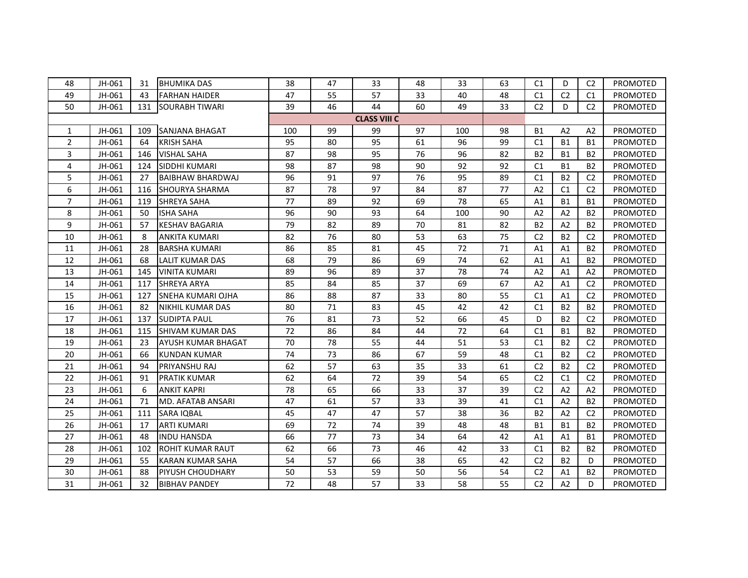| | | | | | | | | | | | | | |
|---|---|---|---|---|---|---|---|---|---|---|---|---|---|
| 48 | JH-061 | 31 | BHUMIKA DAS | 38 | 47 | 33 | 48 | 33 | 63 | C1 | D | C2 | PROMOTED |
| 49 | JH-061 | 43 | FARHAN HAIDER | 47 | 55 | 57 | 33 | 40 | 48 | C1 | C2 | C1 | PROMOTED |
| 50 | JH-061 | 131 | SOURABH TIWARI | 39 | 46 | 44 | 60 | 49 | 33 | C2 | D | C2 | PROMOTED |
| | | | | | | **CLASS VIII C** | | | | | | | |
| 1 | JH-061 | 109 | SANJANA BHAGAT | 100 | 99 | 99 | 97 | 100 | 98 | B1 | A2 | A2 | PROMOTED |
| 2 | JH-061 | 64 | KRISH SAHA | 95 | 80 | 95 | 61 | 96 | 99 | C1 | B1 | B1 | PROMOTED |
| 3 | JH-061 | 146 | VISHAL SAHA | 87 | 98 | 95 | 76 | 96 | 82 | B2 | B1 | B2 | PROMOTED |
| 4 | JH-061 | 124 | SIDDHI KUMARI | 98 | 87 | 98 | 90 | 92 | 92 | C1 | B1 | B2 | PROMOTED |
| 5 | JH-061 | 27 | BAIBHAW BHARDWAJ | 96 | 91 | 97 | 76 | 95 | 89 | C1 | B2 | C2 | PROMOTED |
| 6 | JH-061 | 116 | SHOURYA SHARMA | 87 | 78 | 97 | 84 | 87 | 77 | A2 | C1 | C2 | PROMOTED |
| 7 | JH-061 | 119 | SHREYA SAHA | 77 | 89 | 92 | 69 | 78 | 65 | A1 | B1 | B1 | PROMOTED |
| 8 | JH-061 | 50 | ISHA SAHA | 96 | 90 | 93 | 64 | 100 | 90 | A2 | A2 | B2 | PROMOTED |
| 9 | JH-061 | 57 | KESHAV BAGARIA | 79 | 82 | 89 | 70 | 81 | 82 | B2 | A2 | B2 | PROMOTED |
| 10 | JH-061 | 8 | ANKITA KUMARI | 82 | 76 | 80 | 53 | 63 | 75 | C2 | B2 | C2 | PROMOTED |
| 11 | JH-061 | 28 | BARSHA KUMARI | 86 | 85 | 81 | 45 | 72 | 71 | A1 | A1 | B2 | PROMOTED |
| 12 | JH-061 | 68 | LALIT KUMAR DAS | 68 | 79 | 86 | 69 | 74 | 62 | A1 | A1 | B2 | PROMOTED |
| 13 | JH-061 | 145 | VINITA KUMARI | 89 | 96 | 89 | 37 | 78 | 74 | A2 | A1 | A2 | PROMOTED |
| 14 | JH-061 | 117 | SHREYA ARYA | 85 | 84 | 85 | 37 | 69 | 67 | A2 | A1 | C2 | PROMOTED |
| 15 | JH-061 | 127 | SNEHA KUMARI OJHA | 86 | 88 | 87 | 33 | 80 | 55 | C1 | A1 | C2 | PROMOTED |
| 16 | JH-061 | 82 | NIKHIL KUMAR DAS | 80 | 71 | 83 | 45 | 42 | 42 | C1 | B2 | B2 | PROMOTED |
| 17 | JH-061 | 137 | SUDIPTA PAUL | 76 | 81 | 73 | 52 | 66 | 45 | D | B2 | C2 | PROMOTED |
| 18 | JH-061 | 115 | SHIVAM KUMAR DAS | 72 | 86 | 84 | 44 | 72 | 64 | C1 | B1 | B2 | PROMOTED |
| 19 | JH-061 | 23 | AYUSH KUMAR BHAGAT | 70 | 78 | 55 | 44 | 51 | 53 | C1 | B2 | C2 | PROMOTED |
| 20 | JH-061 | 66 | KUNDAN KUMAR | 74 | 73 | 86 | 67 | 59 | 48 | C1 | B2 | C2 | PROMOTED |
| 21 | JH-061 | 94 | PRIYANSHU RAJ | 62 | 57 | 63 | 35 | 33 | 61 | C2 | B2 | C2 | PROMOTED |
| 22 | JH-061 | 91 | PRATIK KUMAR | 62 | 64 | 72 | 39 | 54 | 65 | C2 | C1 | C2 | PROMOTED |
| 23 | JH-061 | 6 | ANKIT KAPRI | 78 | 65 | 66 | 33 | 37 | 39 | C2 | A2 | A2 | PROMOTED |
| 24 | JH-061 | 71 | MD. AFATAB ANSARI | 47 | 61 | 57 | 33 | 39 | 41 | C1 | A2 | B2 | PROMOTED |
| 25 | JH-061 | 111 | SARA IQBAL | 45 | 47 | 47 | 57 | 38 | 36 | B2 | A2 | C2 | PROMOTED |
| 26 | JH-061 | 17 | ARTI KUMARI | 69 | 72 | 74 | 39 | 48 | 48 | B1 | B1 | B2 | PROMOTED |
| 27 | JH-061 | 48 | INDU HANSDA | 66 | 77 | 73 | 34 | 64 | 42 | A1 | A1 | B1 | PROMOTED |
| 28 | JH-061 | 102 | ROHIT KUMAR RAUT | 62 | 66 | 73 | 46 | 42 | 33 | C1 | B2 | B2 | PROMOTED |
| 29 | JH-061 | 55 | KARAN KUMAR SAHA | 54 | 57 | 66 | 38 | 65 | 42 | C2 | B2 | D | PROMOTED |
| 30 | JH-061 | 88 | PIYUSH CHOUDHARY | 50 | 53 | 59 | 50 | 56 | 54 | C2 | A1 | B2 | PROMOTED |
| 31 | JH-061 | 32 | BIBHAV PANDEY | 72 | 48 | 57 | 33 | 58 | 55 | C2 | A2 | D | PROMOTED |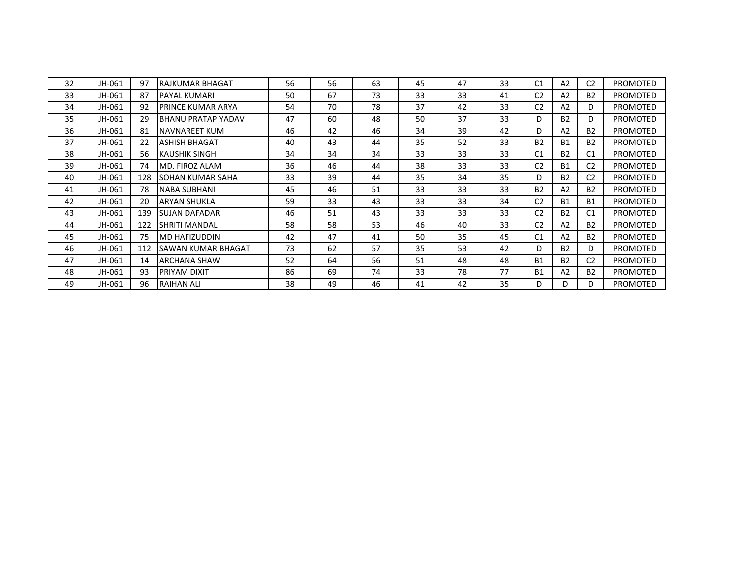| | | | | | | | | | | | | | |
|---|---|---|---|---|---|---|---|---|---|---|---|---|---|
| 32 | JH-061 | 97 | RAJKUMAR BHAGAT | 56 | 56 | 63 | 45 | 47 | 33 | C1 | A2 | C2 | PROMOTED |
| 33 | JH-061 | 87 | PAYAL KUMARI | 50 | 67 | 73 | 33 | 33 | 41 | C2 | A2 | B2 | PROMOTED |
| 34 | JH-061 | 92 | PRINCE KUMAR ARYA | 54 | 70 | 78 | 37 | 42 | 33 | C2 | A2 | D | PROMOTED |
| 35 | JH-061 | 29 | BHANU PRATAP YADAV | 47 | 60 | 48 | 50 | 37 | 33 | D | B2 | D | PROMOTED |
| 36 | JH-061 | 81 | NAVNAREET KUM | 46 | 42 | 46 | 34 | 39 | 42 | D | A2 | B2 | PROMOTED |
| 37 | JH-061 | 22 | ASHISH BHAGAT | 40 | 43 | 44 | 35 | 52 | 33 | B2 | B1 | B2 | PROMOTED |
| 38 | JH-061 | 56 | KAUSHIK SINGH | 34 | 34 | 34 | 33 | 33 | 33 | C1 | B2 | C1 | PROMOTED |
| 39 | JH-061 | 74 | MD. FIROZ ALAM | 36 | 46 | 44 | 38 | 33 | 33 | C2 | B1 | C2 | PROMOTED |
| 40 | JH-061 | 128 | SOHAN KUMAR SAHA | 33 | 39 | 44 | 35 | 34 | 35 | D | B2 | C2 | PROMOTED |
| 41 | JH-061 | 78 | NABA SUBHANI | 45 | 46 | 51 | 33 | 33 | 33 | B2 | A2 | B2 | PROMOTED |
| 42 | JH-061 | 20 | ARYAN SHUKLA | 59 | 33 | 43 | 33 | 33 | 34 | C2 | B1 | B1 | PROMOTED |
| 43 | JH-061 | 139 | SUJAN DAFADAR | 46 | 51 | 43 | 33 | 33 | 33 | C2 | B2 | C1 | PROMOTED |
| 44 | JH-061 | 122 | SHRITI MANDAL | 58 | 58 | 53 | 46 | 40 | 33 | C2 | A2 | B2 | PROMOTED |
| 45 | JH-061 | 75 | MD HAFIZUDDIN | 42 | 47 | 41 | 50 | 35 | 45 | C1 | A2 | B2 | PROMOTED |
| 46 | JH-061 | 112 | SAWAN KUMAR BHAGAT | 73 | 62 | 57 | 35 | 53 | 42 | D | B2 | D | PROMOTED |
| 47 | JH-061 | 14 | ARCHANA SHAW | 52 | 64 | 56 | 51 | 48 | 48 | B1 | B2 | C2 | PROMOTED |
| 48 | JH-061 | 93 | PRIYAM DIXIT | 86 | 69 | 74 | 33 | 78 | 77 | B1 | A2 | B2 | PROMOTED |
| 49 | JH-061 | 96 | RAIHAN ALI | 38 | 49 | 46 | 41 | 42 | 35 | D | D | D | PROMOTED |